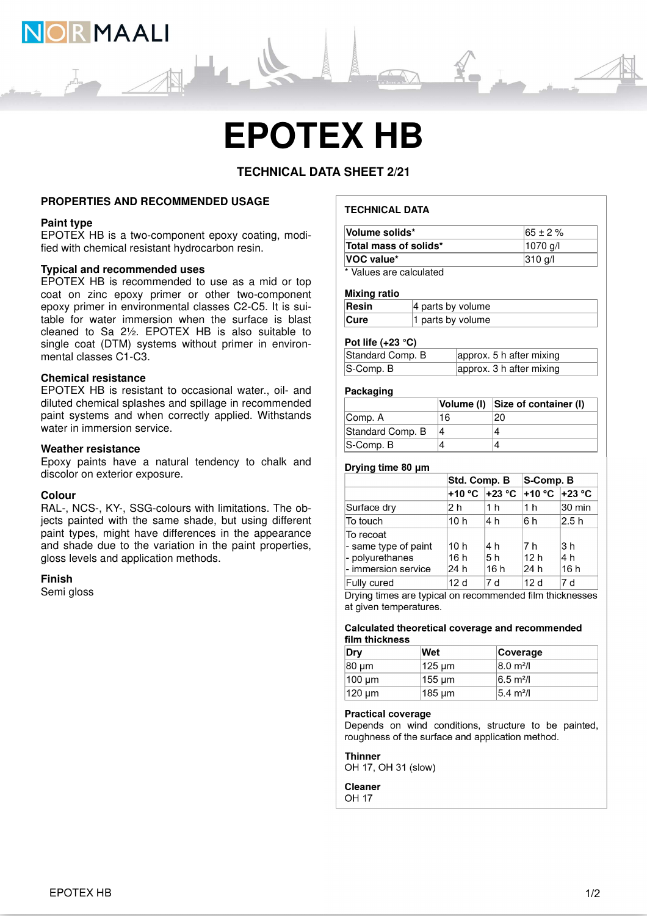# EPOTEX HB

**TECHNICAL DATA SHEET 2/21**

## PROPERTIES AND RECOMMENDED USAGE

### Paint type

EPOTEX HB is a two-component epoxy coating, modified with chemical resistant hydrocarbon resin.

### Typical and recommended uses

EPOTEX HB is recommended to use as a mid or top coat on zinc epoxy primer or other two-component epoxy primer in environmental classes C2-C5. It is suitable for water immersion when the surface is blast cleaned to Sa 2½. EPOTEX HB is also suitable to single coat (DTM) systems without primer in environmental classes C1-C3.

### Chemical resistance

EPOTEX HB is resistant to occasional water., oil- and diluted chemical splashes and spillage in recommended paint systems and when correctly applied. Withstands water in immersion service.

### Weather resistance

Epoxy paints have a natural tendency to chalk and discolor on exterior exposure.

### Colour

RAL-, NCS-, KY-, SSG-colours with limitations. The objects painted with the same shade, but using different paint types, might have differences in the appearance and shade due to the variation in the paint properties, gloss levels and application methods.

### Finish

Semi gloss

## TECHNICAL DATA

| | |
|---|---|
| **Volume solids*** | 65 ± 2 % |
| **Total mass of solids*** | 1070 g/l |
| **VOC value*** | 310 g/l |

\* Values are calculated

### Mixing ratio

| | |
|---|---|
| **Resin** | 4 parts by volume |
| **Cure** | 1 parts by volume |

### Pot life (+23 °C)

| | |
|---|---|
| Standard Comp. B | approx. 5 h after mixing |
| S-Comp. B | approx. 3 h after mixing |

### Packaging

| | Volume (l) | Size of container (l) |
|---|---|---|
| Comp. A | 16 | 20 |
| Standard Comp. B | 4 | 4 |
| S-Comp. B | 4 | 4 |

### Drying time 80 µm

| | Std. Comp. B | | S-Comp. B | |
|---|---|---|---|---|
| | +10 °C | +23 °C | +10 °C | +23 °C |
| Surface dry | 2 h | 1 h | 1 h | 30 min |
| To touch | 10 h | 4 h | 6 h | 2.5 h |
| To recoat | | | | |
| - same type of paint | 10 h | 4 h | 7 h | 3 h |
| - polyurethanes | 16 h | 5 h | 12 h | 4 h |
| - immersion service | 24 h | 16 h | 24 h | 16 h |
| Fully cured | 12 d | 7 d | 12 d | 7 d |

Drying times are typical on recommended film thicknesses at given temperatures.

### Calculated theoretical coverage and recommended film thickness

| Dry | Wet | Coverage |
|---|---|---|
| 80 µm | 125 µm | 8.0 m²/l |
| 100 µm | 155 µm | 6.5 m²/l |
| 120 µm | 185 µm | 5.4 m²/l |

### Practical coverage

Depends on wind conditions, structure to be painted, roughness of the surface and application method.

### Thinner

OH 17, OH 31 (slow)

### Cleaner

OH 17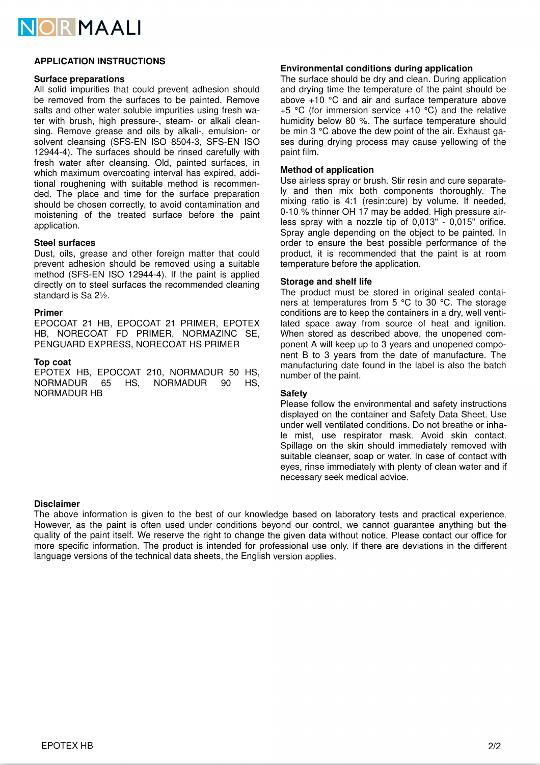## APPLICATION INSTRUCTIONS

### Surface preparations

All solid impurities that could prevent adhesion should be removed from the surfaces to be painted. Remove salts and other water soluble impurities using fresh water with brush, high pressure-, steam- or alkali cleansing. Remove grease and oils by alkali-, emulsion- or solvent cleansing (SFS-EN ISO 8504-3, SFS-EN ISO 12944-4). The surfaces should be rinsed carefully with fresh water after cleansing. Old, painted surfaces, in which maximum overcoating interval has expired, additional roughening with suitable method is recommended. The place and time for the surface preparation should be chosen correctly, to avoid contamination and moistening of the treated surface before the paint application.

### Steel surfaces

Dust, oils, grease and other foreign matter that could prevent adhesion should be removed using a suitable method (SFS-EN ISO 12944-4). If the paint is applied directly on to steel surfaces the recommended cleaning standard is Sa 2½.

### Primer

EPOCOAT 21 HB, EPOCOAT 21 PRIMER, EPOTEX HB, NORECOAT FD PRIMER, NORMAZINC SE, PENGUARD EXPRESS, NORECOAT HS PRIMER

### Top coat

EPOTEX HB, EPOCOAT 210, NORMADUR 50 HS, NORMADUR 65 HS, NORMADUR 90 HS, NORMADUR HB

### Environmental conditions during application

The surface should be dry and clean. During application and drying time the temperature of the paint should be above +10 °C and air and surface temperature above +5 °C (for immersion service +10 °C) and the relative humidity below 80 %. The surface temperature should be min 3 °C above the dew point of the air. Exhaust gasses during drying process may cause yellowing of the paint film.

### Method of application

Use airless spray or brush. Stir resin and cure separately and then mix both components thoroughly. The mixing ratio is 4:1 (resin:cure) by volume. If needed, 0-10 % thinner OH 17 may be added. High pressure airless spray with a nozzle tip of 0,013" - 0,015" orifice. Spray angle depending on the object to be painted. In order to ensure the best possible performance of the product, it is recommended that the paint is at room temperature before the application.

### Storage and shelf life

The product must be stored in original sealed containers at temperatures from 5 °C to 30 °C. The storage conditions are to keep the containers in a dry, well ventilated space away from source of heat and ignition. When stored as described above, the unopened component A will keep up to 3 years and unopened component B to 3 years from the date of manufacture. The manufacturing date found in the label is also the batch number of the paint.

### Safety

Please follow the environmental and safety instructions displayed on the container and Safety Data Sheet. Use under well ventilated conditions. Do not breathe or inhale mist, use respirator mask. Avoid skin contact. Spillage on the skin should immediately removed with suitable cleanser, soap or water. In case of contact with eyes, rinse immediately with plenty of clean water and if necessary seek medical advice.

### Disclaimer

The above information is given to the best of our knowledge based on laboratory tests and practical experience. However, as the paint is often used under conditions beyond our control, we cannot guarantee anything but the quality of the paint itself. We reserve the right to change the given data without notice. Please contact our office for more specific information. The product is intended for professional use only. If there are deviations in the different language versions of the technical data sheets, the English version applies.